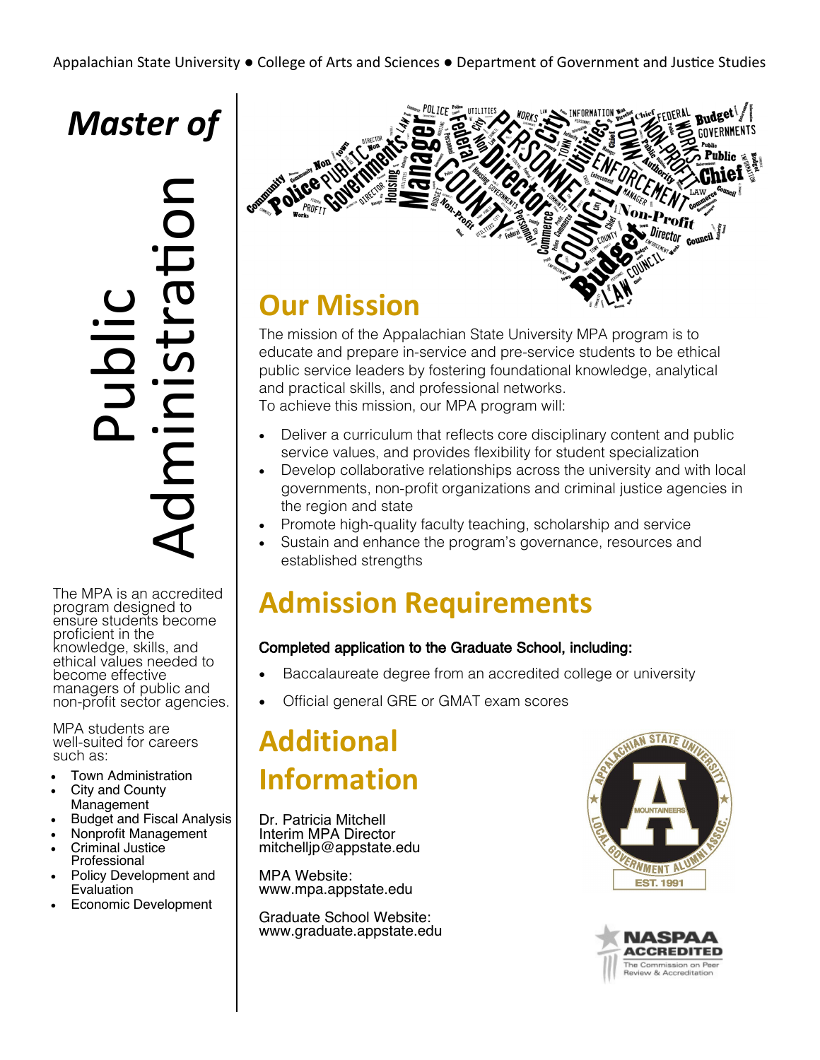Appalachian State University ● College of Arts and Sciences ● Department of Government and Justice Studies

# *Master of* Public Administration

The MPA is an accredited program designed to ensure students become proficient in the knowledge, skills, and ethical values needed to become effective managers of public and non-profit sector agencies.

MPA students are well-suited for careers such as:

- Town Administration
- City and County Management
- Budget and Fiscal Analysis
- Nonprofit Management
- Criminal Justice Professional
- Policy Development and Evaluation
- Economic Development

## Our Mission

The mission of the Appalachian State University MPA program is to educate and prepare in-service and pre-service students to be ethical public service leaders by fostering foundational knowledge, analytical and practical skills, and professional networks.
To achieve this mission, our MPA program will:

- Deliver a curriculum that reflects core disciplinary content and public service values, and provides flexibility for student specialization
- Develop collaborative relationships across the university and with local governments, non-profit organizations and criminal justice agencies in the region and state
- Promote high-quality faculty teaching, scholarship and service
- Sustain and enhance the program's governance, resources and established strengths

## Admission Requirements

**Completed application to the Graduate School, including:**

- Baccalaureate degree from an accredited college or university
- Official general GRE or GMAT exam scores

## Additional Information

Dr. Patricia Mitchell
Interim MPA Director
mitchelljp@appstate.edu

MPA Website:
www.mpa.appstate.edu

Graduate School Website:
www.graduate.appstate.edu

Appalachian State University Local Government Alumni Assoc. — Mountaineers — EST. 1991

NASPAA ACCREDITED — The Commission on Peer Review & Accreditation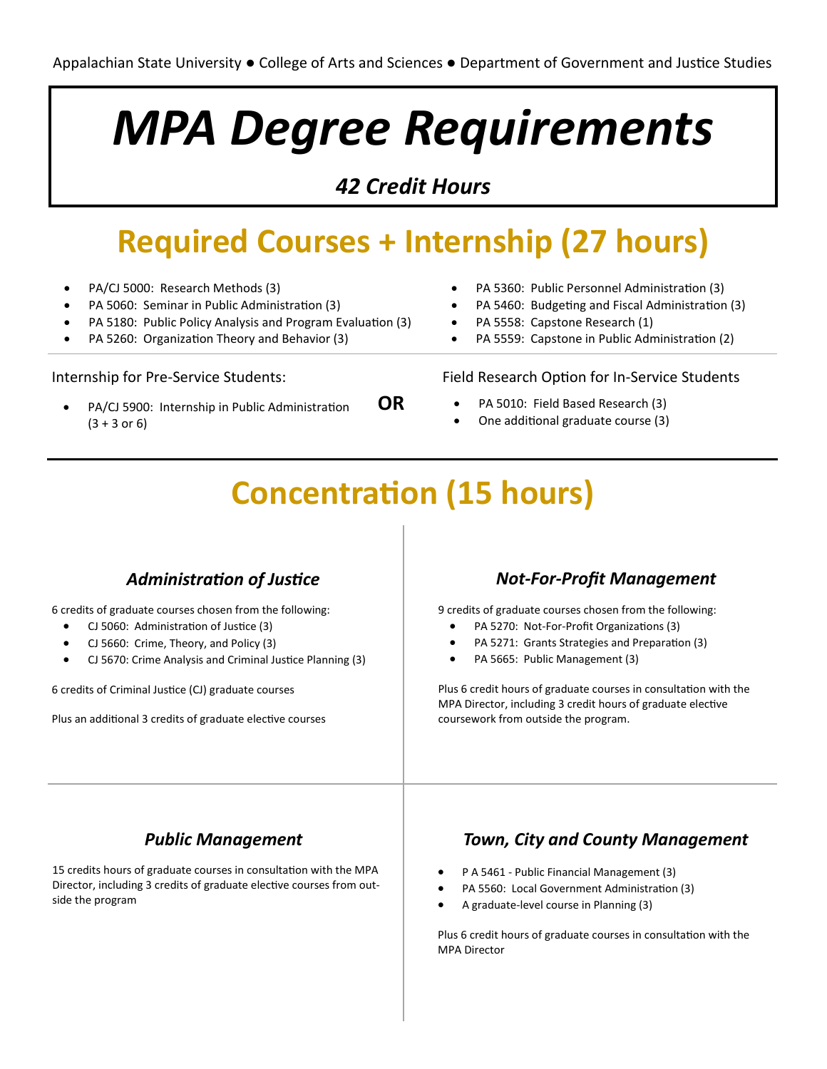Appalachian State University ● College of Arts and Sciences ● Department of Government and Justice Studies

# *MPA Degree Requirements*

***42 Credit Hours***

## Required Courses + Internship (27 hours)

- PA/CJ 5000: Research Methods (3)
- PA 5060: Seminar in Public Administration (3)
- PA 5180: Public Policy Analysis and Program Evaluation (3)
- PA 5260: Organization Theory and Behavior (3)
- PA 5360: Public Personnel Administration (3)
- PA 5460: Budgeting and Fiscal Administration (3)
- PA 5558: Capstone Research (1)
- PA 5559: Capstone in Public Administration (2)

Internship for Pre-Service Students:

- PA/CJ 5900: Internship in Public Administration (3 + 3 or 6)

**OR**

Field Research Option for In-Service Students

- PA 5010: Field Based Research (3)
- One additional graduate course (3)

## Concentration (15 hours)

### *Administration of Justice*

6 credits of graduate courses chosen from the following:

- CJ 5060: Administration of Justice (3)
- CJ 5660: Crime, Theory, and Policy (3)
- CJ 5670: Crime Analysis and Criminal Justice Planning (3)

6 credits of Criminal Justice (CJ) graduate courses

Plus an additional 3 credits of graduate elective courses

### *Not-For-Profit Management*

9 credits of graduate courses chosen from the following:

- PA 5270: Not-For-Profit Organizations (3)
- PA 5271: Grants Strategies and Preparation (3)
- PA 5665: Public Management (3)

Plus 6 credit hours of graduate courses in consultation with the MPA Director, including 3 credit hours of graduate elective coursework from outside the program.

### *Public Management*

15 credits hours of graduate courses in consultation with the MPA Director, including 3 credits of graduate elective courses from outside the program

### *Town, City and County Management*

- P A 5461 - Public Financial Management (3)
- PA 5560: Local Government Administration (3)
- A graduate-level course in Planning (3)

Plus 6 credit hours of graduate courses in consultation with the MPA Director